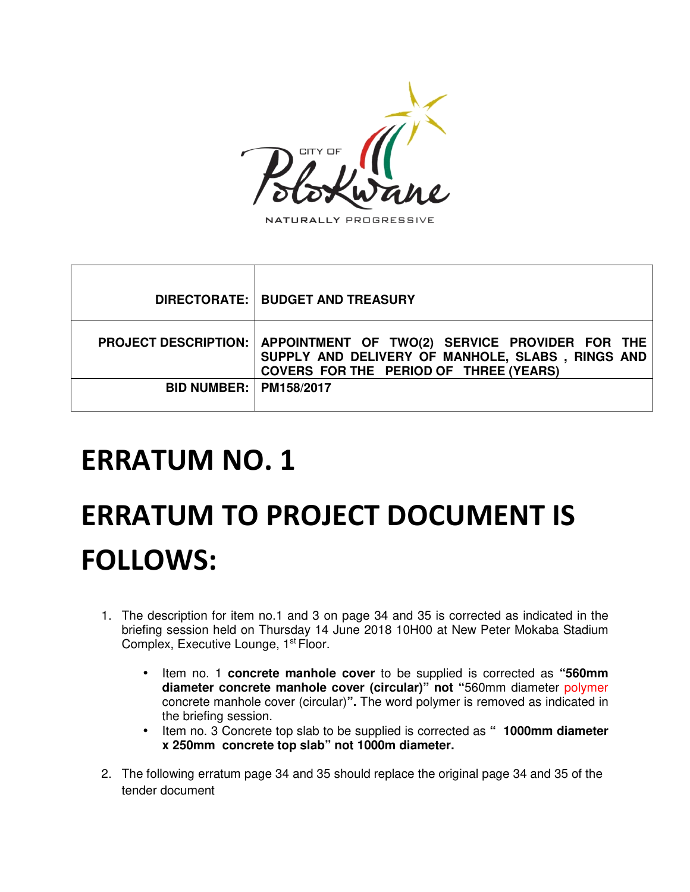CITY OF Polokwane

NATURALLY PROGRESSIVE

| | |
|---|---|
| **DIRECTORATE:** | **BUDGET AND TREASURY** |
| **PROJECT DESCRIPTION:** | **APPOINTMENT OF TWO(2) SERVICE PROVIDER FOR THE SUPPLY AND DELIVERY OF MANHOLE, SLABS , RINGS AND COVERS FOR THE PERIOD OF THREE (YEARS)** |
| **BID NUMBER:** | **PM158/2017** |

# ERRATUM NO. 1

# ERRATUM TO PROJECT DOCUMENT IS FOLLOWS:

1. The description for item no.1 and 3 on page 34 and 35 is corrected as indicated in the briefing session held on Thursday 14 June 2018 10H00 at New Peter Mokaba Stadium Complex, Executive Lounge, 1st Floor.

   - Item no. 1 **concrete manhole cover** to be supplied is corrected as **"560mm diameter concrete manhole cover (circular)" not "**560mm diameter polymer concrete manhole cover (circular)**".** The word polymer is removed as indicated in the briefing session.
   - Item no. 3 Concrete top slab to be supplied is corrected as **" 1000mm diameter x 250mm concrete top slab" not 1000m diameter.**

2. The following erratum page 34 and 35 should replace the original page 34 and 35 of the tender document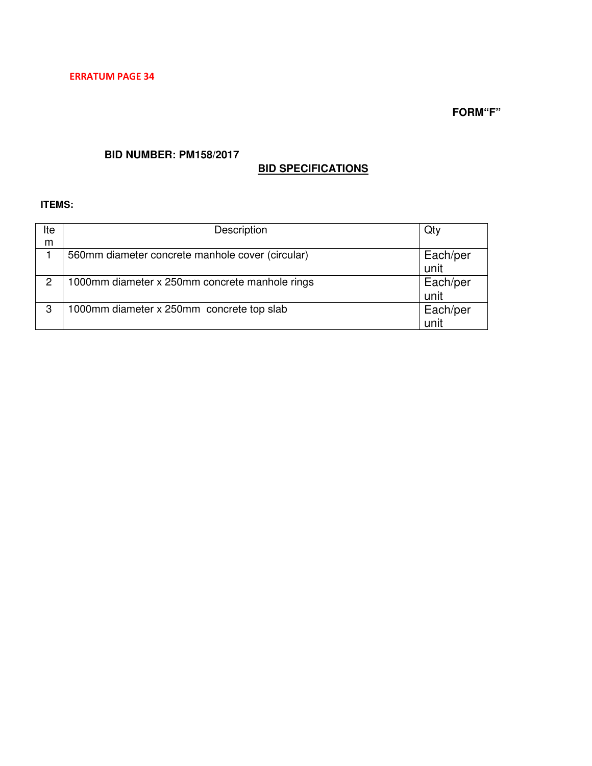**ERRATUM PAGE 34**

**FORM"F"**

**BID NUMBER: PM158/2017**

**<u>BID SPECIFICATIONS</u>**

**ITEMS:**

| Item | Description | Qty |
|---|---|---|
| 1 | 560mm diameter concrete manhole cover (circular) | Each/per unit |
| 2 | 1000mm diameter x 250mm concrete manhole rings | Each/per unit |
| 3 | 1000mm diameter x 250mm concrete top slab | Each/per unit |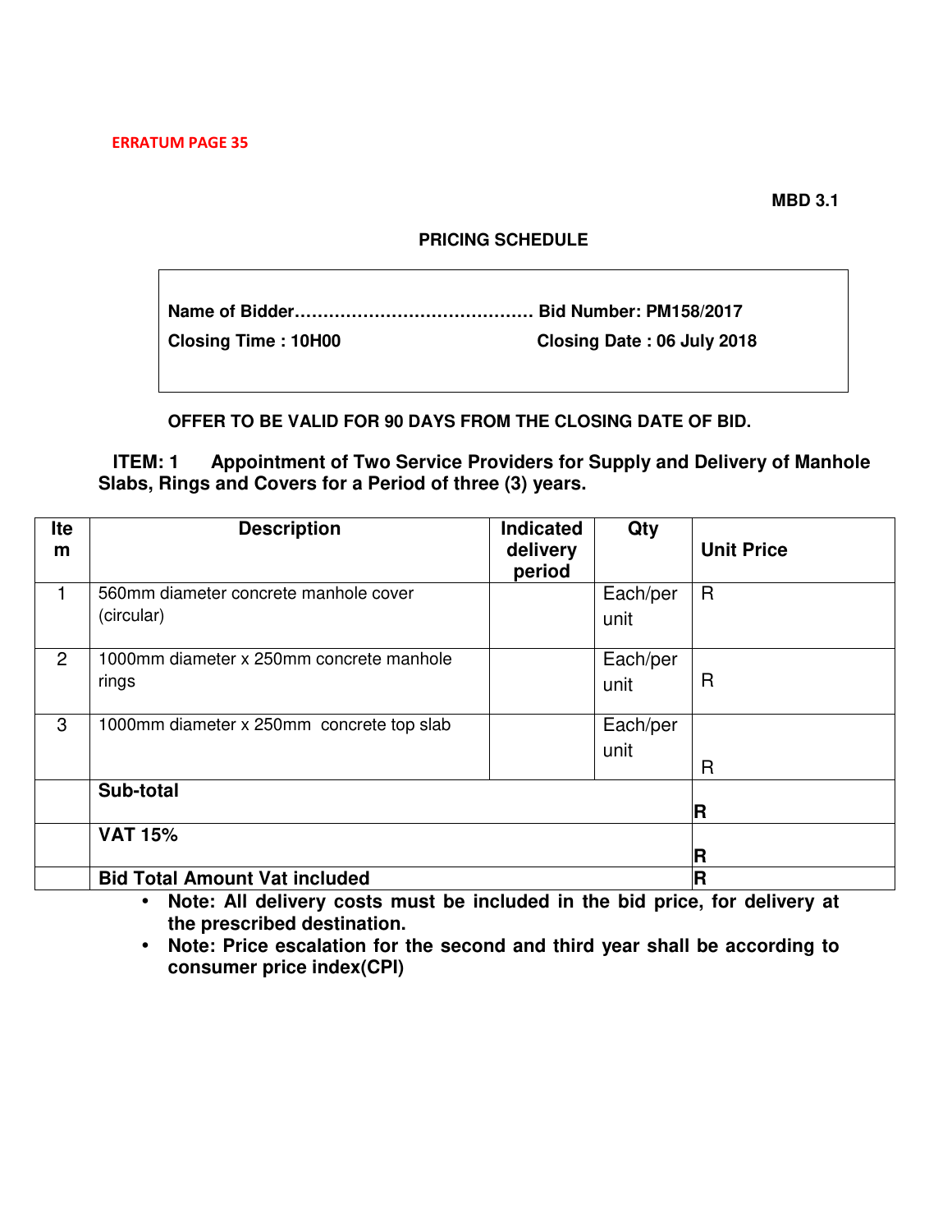ERRATUM PAGE 35

**MBD 3.1**

## PRICING SCHEDULE

| | |
|---|---|
| **Name of Bidder……………………………………** | **Bid Number: PM158/2017** |
| **Closing Time : 10H00** | **Closing Date : 06 July 2018** |

**OFFER TO BE VALID FOR 90 DAYS FROM THE CLOSING DATE OF BID.**

**ITEM: 1 Appointment of Two Service Providers for Supply and Delivery of Manhole Slabs, Rings and Covers for a Period of three (3) years.**

| Item | Description | Indicated delivery period | Qty | Unit Price |
|---|---|---|---|---|
| 1 | 560mm diameter concrete manhole cover (circular) | | Each/per unit | R |
| 2 | 1000mm diameter x 250mm concrete manhole rings | | Each/per unit | R |
| 3 | 1000mm diameter x 250mm concrete top slab | | Each/per unit | R |
| | **Sub-total** | | | **R** |
| | **VAT 15%** | | | **R** |
| | **Bid Total Amount Vat included** | | | **R** |

- **Note: All delivery costs must be included in the bid price, for delivery at the prescribed destination.**
- **Note: Price escalation for the second and third year shall be according to consumer price index(CPI)**